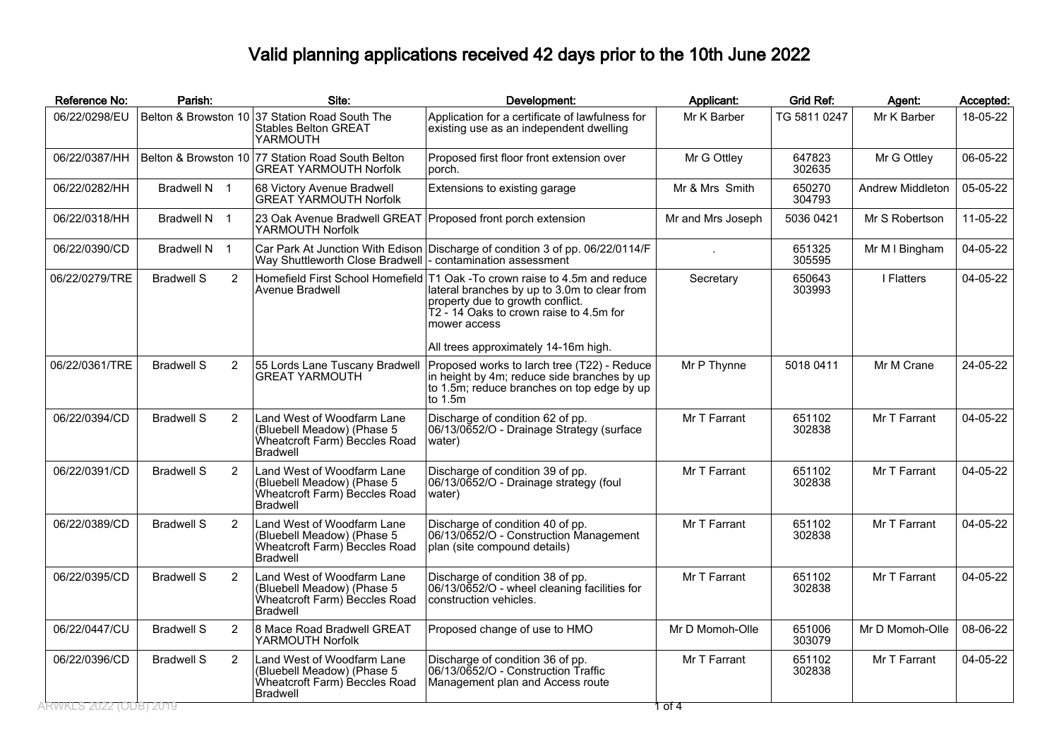# Valid planning applications received 42 days prior to the 10th June 2022

| Reference No: | Parish: | Site: | Development: | Applicant: | Grid Ref: | Agent: | Accepted: |
|---|---|---|---|---|---|---|---|
| 06/22/0298/EU | Belton & Browston 10 | 37 Station Road South The Stables Belton GREAT YARMOUTH | Application for a certificate of lawfulness for existing use as an independent dwelling | Mr K Barber | TG 5811 0247 | Mr K Barber | 18-05-22 |
| 06/22/0387/HH | Belton & Browston 10 | 77 Station Road South Belton GREAT YARMOUTH Norfolk | Proposed first floor front extension over porch. | Mr G Ottley | 647823 302635 | Mr G Ottley | 06-05-22 |
| 06/22/0282/HH | Bradwell N 1 | 68 Victory Avenue Bradwell GREAT YARMOUTH Norfolk | Extensions to existing garage | Mr & Mrs Smith | 650270 304793 | Andrew Middleton | 05-05-22 |
| 06/22/0318/HH | Bradwell N 1 | 23 Oak Avenue Bradwell GREAT YARMOUTH Norfolk | Proposed front porch extension | Mr and Mrs Joseph | 5036 0421 | Mr S Robertson | 11-05-22 |
| 06/22/0390/CD | Bradwell N 1 | Car Park At Junction With Edison Way Shuttleworth Close Bradwell | Discharge of condition 3 of pp. 06/22/0114/F - contamination assessment | . | 651325 305595 | Mr M I Bingham | 04-05-22 |
| 06/22/0279/TRE | Bradwell S 2 | Homefield First School Homefield Avenue Bradwell | T1 Oak -To crown raise to 4.5m and reduce lateral branches by up to 3.0m to clear from property due to growth conflict.<br>T2 - 14 Oaks to crown raise to 4.5m for mower access<br><br>All trees approximately 14-16m high. | Secretary | 650643 303993 | I Flatters | 04-05-22 |
| 06/22/0361/TRE | Bradwell S 2 | 55 Lords Lane Tuscany Bradwell GREAT YARMOUTH | Proposed works to larch tree (T22) - Reduce in height by 4m; reduce side branches by up to 1.5m; reduce branches on top edge by up to 1.5m | Mr P Thynne | 5018 0411 | Mr M Crane | 24-05-22 |
| 06/22/0394/CD | Bradwell S 2 | Land West of Woodfarm Lane (Bluebell Meadow) (Phase 5 Wheatcroft Farm) Beccles Road Bradwell | Discharge of condition 62 of pp. 06/13/0652/O - Drainage Strategy (surface water) | Mr T Farrant | 651102 302838 | Mr T Farrant | 04-05-22 |
| 06/22/0391/CD | Bradwell S 2 | Land West of Woodfarm Lane (Bluebell Meadow) (Phase 5 Wheatcroft Farm) Beccles Road Bradwell | Discharge of condition 39 of pp. 06/13/0652/O - Drainage strategy (foul water) | Mr T Farrant | 651102 302838 | Mr T Farrant | 04-05-22 |
| 06/22/0389/CD | Bradwell S 2 | Land West of Woodfarm Lane (Bluebell Meadow) (Phase 5 Wheatcroft Farm) Beccles Road Bradwell | Discharge of condition 40 of pp. 06/13/0652/O - Construction Management plan (site compound details) | Mr T Farrant | 651102 302838 | Mr T Farrant | 04-05-22 |
| 06/22/0395/CD | Bradwell S 2 | Land West of Woodfarm Lane (Bluebell Meadow) (Phase 5 Wheatcroft Farm) Beccles Road Bradwell | Discharge of condition 38 of pp. 06/13/0652/O - wheel cleaning facilities for construction vehicles. | Mr T Farrant | 651102 302838 | Mr T Farrant | 04-05-22 |
| 06/22/0447/CU | Bradwell S 2 | 8 Mace Road Bradwell GREAT YARMOUTH Norfolk | Proposed change of use to HMO | Mr D Momoh-Olle | 651006 303079 | Mr D Momoh-Olle | 08-06-22 |
| 06/22/0396/CD | Bradwell S 2 | Land West of Woodfarm Lane (Bluebell Meadow) (Phase 5 Wheatcroft Farm) Beccles Road Bradwell | Discharge of condition 36 of pp. 06/13/0652/O - Construction Traffic Management plan and Access route | Mr T Farrant | 651102 302838 | Mr T Farrant | 04-05-22 |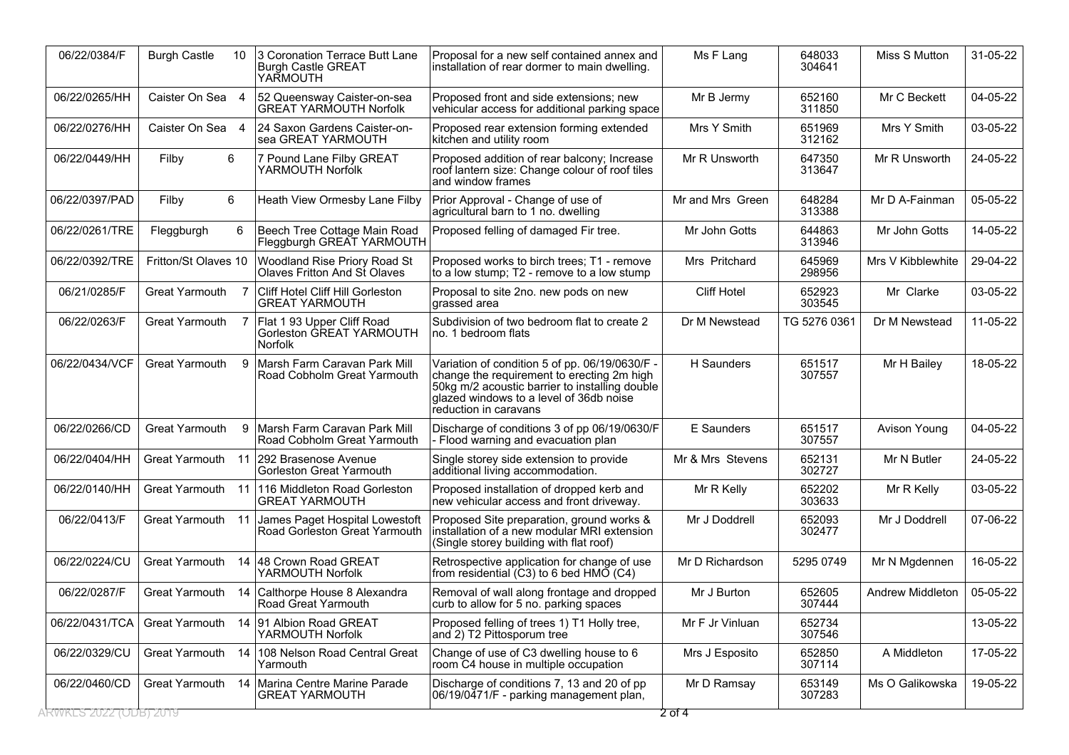| | | | | | | | |
|---|---|---|---|---|---|---|---|
| 06/22/0384/F | Burgh Castle 10 | 3 Coronation Terrace Butt Lane Burgh Castle GREAT YARMOUTH | Proposal for a new self contained annex and installation of rear dormer to main dwelling. | Ms F Lang | 648033 304641 | Miss S Mutton | 31-05-22 |
| 06/22/0265/HH | Caister On Sea 4 | 52 Queensway Caister-on-sea GREAT YARMOUTH Norfolk | Proposed front and side extensions; new vehicular access for additional parking space | Mr B Jermy | 652160 311850 | Mr C Beckett | 04-05-22 |
| 06/22/0276/HH | Caister On Sea 4 | 24 Saxon Gardens Caister-on-sea GREAT YARMOUTH | Proposed rear extension forming extended kitchen and utility room | Mrs Y Smith | 651969 312162 | Mrs Y Smith | 03-05-22 |
| 06/22/0449/HH | Filby 6 | 7 Pound Lane Filby GREAT YARMOUTH Norfolk | Proposed addition of rear balcony; Increase roof lantern size: Change colour of roof tiles and window frames | Mr R Unsworth | 647350 313647 | Mr R Unsworth | 24-05-22 |
| 06/22/0397/PAD | Filby 6 | Heath View Ormesby Lane Filby | Prior Approval - Change of use of agricultural barn to 1 no. dwelling | Mr and Mrs Green | 648284 313388 | Mr D A-Fainman | 05-05-22 |
| 06/22/0261/TRE | Fleggburgh 6 | Beech Tree Cottage Main Road Fleggburgh GREAT YARMOUTH | Proposed felling of damaged Fir tree. | Mr John Gotts | 644863 313946 | Mr John Gotts | 14-05-22 |
| 06/22/0392/TRE | Fritton/St Olaves 10 | Woodland Rise Priory Road St Olaves Fritton And St Olaves | Proposed works to birch trees; T1 - remove to a low stump; T2 - remove to a low stump | Mrs Pritchard | 645969 298956 | Mrs V Kibblewhite | 29-04-22 |
| 06/21/0285/F | Great Yarmouth 7 | Cliff Hotel Cliff Hill Gorleston GREAT YARMOUTH | Proposal to site 2no. new pods on new grassed area | Cliff Hotel | 652923 303545 | Mr Clarke | 03-05-22 |
| 06/22/0263/F | Great Yarmouth 7 | Flat 1 93 Upper Cliff Road Gorleston GREAT YARMOUTH Norfolk | Subdivision of two bedroom flat to create 2 no. 1 bedroom flats | Dr M Newstead | TG 5276 0361 | Dr M Newstead | 11-05-22 |
| 06/22/0434/VCF | Great Yarmouth 9 | Marsh Farm Caravan Park Mill Road Cobholm Great Yarmouth | Variation of condition 5 of pp. 06/19/0630/F - change the requirement to erecting 2m high 50kg m/2 acoustic barrier to installing double glazed windows to a level of 36db noise reduction in caravans | H Saunders | 651517 307557 | Mr H Bailey | 18-05-22 |
| 06/22/0266/CD | Great Yarmouth 9 | Marsh Farm Caravan Park Mill Road Cobholm Great Yarmouth | Discharge of conditions 3 of pp 06/19/0630/F - Flood warning and evacuation plan | E Saunders | 651517 307557 | Avison Young | 04-05-22 |
| 06/22/0404/HH | Great Yarmouth 11 | 292 Brasenose Avenue Gorleston Great Yarmouth | Single storey side extension to provide additional living accommodation. | Mr & Mrs Stevens | 652131 302727 | Mr N Butler | 24-05-22 |
| 06/22/0140/HH | Great Yarmouth 11 | 116 Middleton Road Gorleston GREAT YARMOUTH | Proposed installation of dropped kerb and new vehicular access and front driveway. | Mr R Kelly | 652202 303633 | Mr R Kelly | 03-05-22 |
| 06/22/0413/F | Great Yarmouth 11 | James Paget Hospital Lowestoft Road Gorleston Great Yarmouth | Proposed Site preparation, ground works & installation of a new modular MRI extension (Single storey building with flat roof) | Mr J Doddrell | 652093 302477 | Mr J Doddrell | 07-06-22 |
| 06/22/0224/CU | Great Yarmouth 14 | 48 Crown Road GREAT YARMOUTH Norfolk | Retrospective application for change of use from residential (C3) to 6 bed HMO (C4) | Mr D Richardson | 5295 0749 | Mr N Mgdennen | 16-05-22 |
| 06/22/0287/F | Great Yarmouth 14 | Calthorpe House 8 Alexandra Road Great Yarmouth | Removal of wall along frontage and dropped curb to allow for 5 no. parking spaces | Mr J Burton | 652605 307444 | Andrew Middleton | 05-05-22 |
| 06/22/0431/TCA | Great Yarmouth 14 | 91 Albion Road GREAT YARMOUTH Norfolk | Proposed felling of trees 1) T1 Holly tree, and 2) T2 Pittosporum tree | Mr F Jr Vinluan | 652734 307546 | | 13-05-22 |
| 06/22/0329/CU | Great Yarmouth 14 | 108 Nelson Road Central Great Yarmouth | Change of use of C3 dwelling house to 6 room C4 house in multiple occupation | Mrs J Esposito | 652850 307114 | A Middleton | 17-05-22 |
| 06/22/0460/CD | Great Yarmouth 14 | Marina Centre Marine Parade GREAT YARMOUTH | Discharge of conditions 7, 13 and 20 of pp 06/19/0471/F - parking management plan, | Mr D Ramsay | 653149 307283 | Ms O Galikowska | 19-05-22 |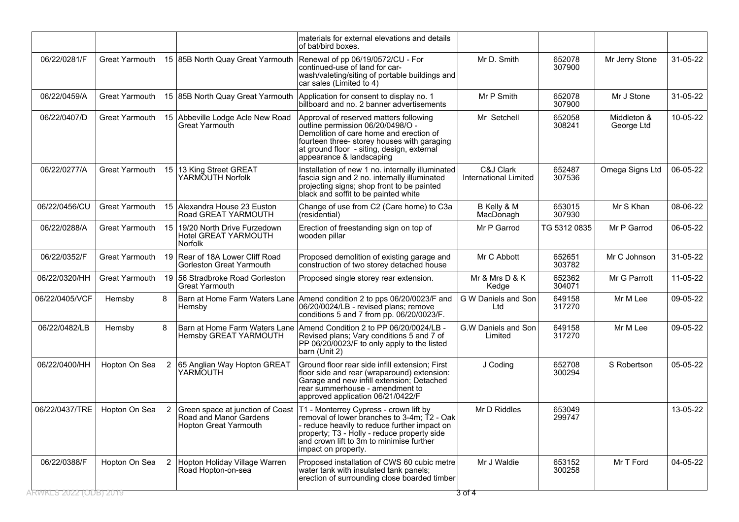|  |  |  |  | materials for external elevations and details of bat/bird boxes. |  |  |  |  |
|---|---|---|---|---|---|---|---|---|
| 06/22/0281/F | Great Yarmouth | 15 | 85B North Quay Great Yarmouth | Renewal of pp 06/19/0572/CU - For continued-use of land for car-wash/valeting/siting of portable buildings and car sales (Limited to 4) | Mr D. Smith | 652078 307900 | Mr Jerry Stone | 31-05-22 |
| 06/22/0459/A | Great Yarmouth | 15 | 85B North Quay Great Yarmouth | Application for consent to display no. 1 billboard and no. 2 banner advertisements | Mr P Smith | 652078 307900 | Mr J Stone | 31-05-22 |
| 06/22/0407/D | Great Yarmouth | 15 | Abbeville Lodge Acle New Road Great Yarmouth | Approval of reserved matters following outline permission 06/20/0498/O - Demolition of care home and erection of fourteen three- storey houses with garaging at ground floor - siting, design, external appearance & landscaping | Mr Setchell | 652058 308241 | Middleton & George Ltd | 10-05-22 |
| 06/22/0277/A | Great Yarmouth | 15 | 13 King Street GREAT YARMOUTH Norfolk | Installation of new 1 no. internally illuminated fascia sign and 2 no. internally illuminated projecting signs; shop front to be painted black and soffit to be painted white | C&J Clark International Limited | 652487 307536 | Omega Signs Ltd | 06-05-22 |
| 06/22/0456/CU | Great Yarmouth | 15 | Alexandra House 23 Euston Road GREAT YARMOUTH | Change of use from C2 (Care home) to C3a (residential) | B Kelly & M MacDonagh | 653015 307930 | Mr S Khan | 08-06-22 |
| 06/22/0288/A | Great Yarmouth | 15 | 19/20 North Drive Furzedown Hotel GREAT YARMOUTH Norfolk | Erection of freestanding sign on top of wooden pillar | Mr P Garrod | TG 5312 0835 | Mr P Garrod | 06-05-22 |
| 06/22/0352/F | Great Yarmouth | 19 | Rear of 18A Lower Cliff Road Gorleston Great Yarmouth | Proposed demolition of existing garage and construction of two storey detached house | Mr C Abbott | 652651 303782 | Mr C Johnson | 31-05-22 |
| 06/22/0320/HH | Great Yarmouth | 19 | 56 Stradbroke Road Gorleston Great Yarmouth | Proposed single storey rear extension. | Mr & Mrs D & K Kedge | 652362 304071 | Mr G Parrott | 11-05-22 |
| 06/22/0405/VCF | Hemsby | 8 | Barn at Home Farm Waters Lane Hemsby | Amend condition 2 to pps 06/20/0023/F and 06/20/0024/LB - revised plans; remove conditions 5 and 7 from pp. 06/20/0023/F. | G W Daniels and Son Ltd | 649158 317270 | Mr M Lee | 09-05-22 |
| 06/22/0482/LB | Hemsby | 8 | Barn at Home Farm Waters Lane Hemsby GREAT YARMOUTH | Amend Condition 2 to PP 06/20/0024/LB - Revised plans; Vary conditions 5 and 7 of PP 06/20/0023/F to only apply to the listed barn (Unit 2) | G.W Daniels and Son Limited | 649158 317270 | Mr M Lee | 09-05-22 |
| 06/22/0400/HH | Hopton On Sea | 2 | 65 Anglian Way Hopton GREAT YARMOUTH | Ground floor rear side infill extension; First floor side and rear (wraparound) extension: Garage and new infill extension; Detached rear summerhouse - amendment to approved application 06/21/0422/F | J Coding | 652708 300294 | S Robertson | 05-05-22 |
| 06/22/0437/TRE | Hopton On Sea | 2 | Green space at junction of Coast Road and Manor Gardens Hopton Great Yarmouth | T1 - Monterrey Cypress - crown lift by removal of lower branches to 3-4m; T2 - Oak - reduce heavily to reduce further impact on property; T3 - Holly - reduce property side and crown lift to 3m to minimise further impact on property. | Mr D Riddles | 653049 299747 |  | 13-05-22 |
| 06/22/0388/F | Hopton On Sea | 2 | Hopton Holiday Village Warren Road Hopton-on-sea | Proposed installation of CWS 60 cubic metre water tank with insulated tank panels; erection of surrounding close boarded timber | Mr J Waldie | 653152 300258 | Mr T Ford | 04-05-22 |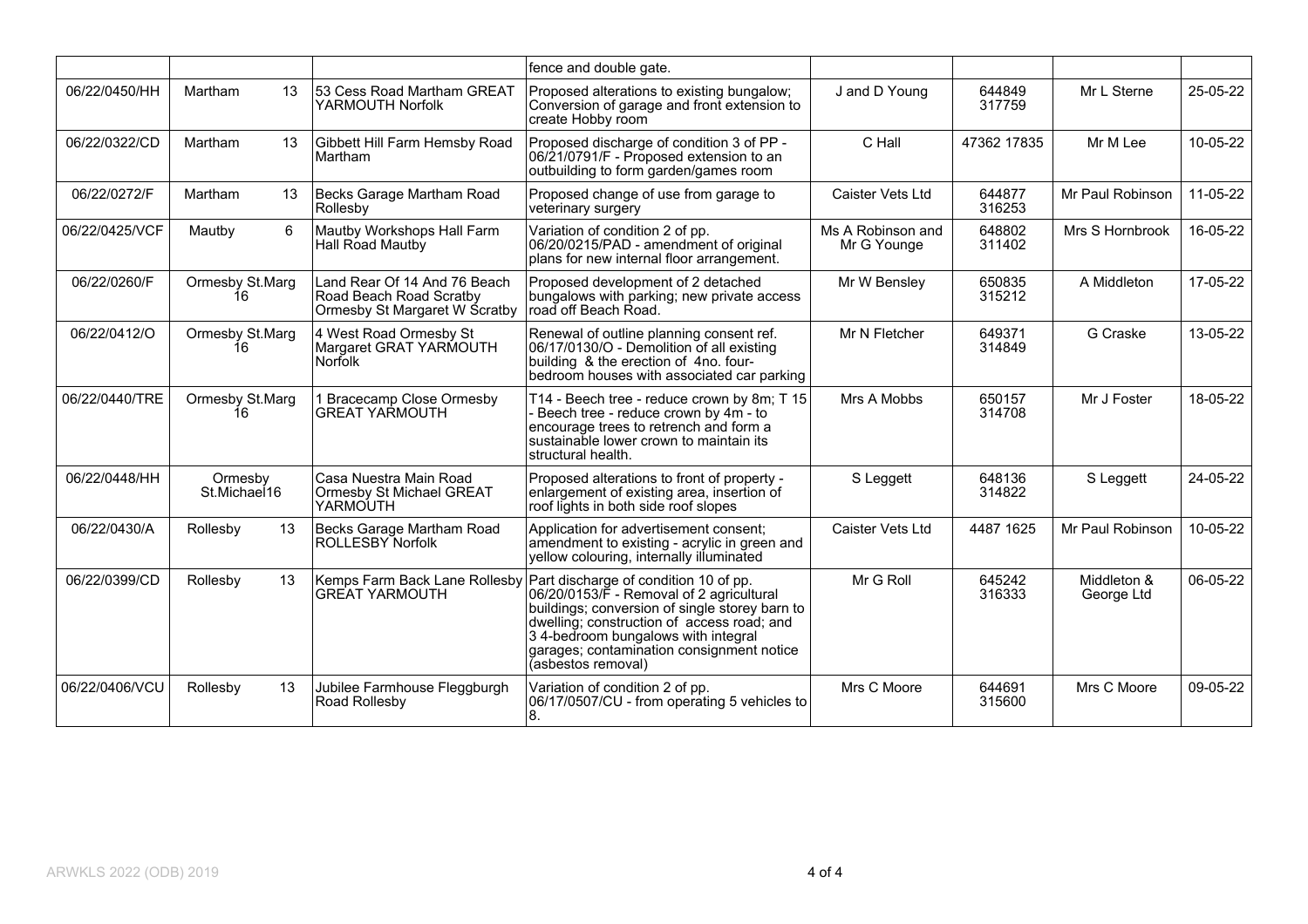| | | | | | | | |
|---|---|---|---|---|---|---|---|
| | | | fence and double gate. | | | | |
| 06/22/0450/HH | Martham 13 | 53 Cess Road Martham GREAT YARMOUTH Norfolk | Proposed alterations to existing bungalow; Conversion of garage and front extension to create Hobby room | J and D Young | 644849 317759 | Mr L Sterne | 25-05-22 |
| 06/22/0322/CD | Martham 13 | Gibbett Hill Farm Hemsby Road Martham | Proposed discharge of condition 3 of PP - 06/21/0791/F - Proposed extension to an outbuilding to form garden/games room | C Hall | 47362 17835 | Mr M Lee | 10-05-22 |
| 06/22/0272/F | Martham 13 | Becks Garage Martham Road Rollesby | Proposed change of use from garage to veterinary surgery | Caister Vets Ltd | 644877 316253 | Mr Paul Robinson | 11-05-22 |
| 06/22/0425/VCF | Mautby 6 | Mautby Workshops Hall Farm Hall Road Mautby | Variation of condition 2 of pp. 06/20/0215/PAD - amendment of original plans for new internal floor arrangement. | Ms A Robinson and Mr G Younge | 648802 311402 | Mrs S Hornbrook | 16-05-22 |
| 06/22/0260/F | Ormesby St.Marg 16 | Land Rear Of 14 And 76 Beach Road Beach Road Scratby Ormesby St Margaret W Scratby | Proposed development of 2 detached bungalows with parking; new private access road off Beach Road. | Mr W Bensley | 650835 315212 | A Middleton | 17-05-22 |
| 06/22/0412/O | Ormesby St.Marg 16 | 4 West Road Ormesby St Margaret GRAT YARMOUTH Norfolk | Renewal of outline planning consent ref. 06/17/0130/O - Demolition of all existing building & the erection of 4no. four-bedroom houses with associated car parking | Mr N Fletcher | 649371 314849 | G Craske | 13-05-22 |
| 06/22/0440/TRE | Ormesby St.Marg 16 | 1 Bracecamp Close Ormesby GREAT YARMOUTH | T14 - Beech tree - reduce crown by 8m; T 15 - Beech tree - reduce crown by 4m - to encourage trees to retrench and form a sustainable lower crown to maintain its structural health. | Mrs A Mobbs | 650157 314708 | Mr J Foster | 18-05-22 |
| 06/22/0448/HH | Ormesby St.Michael16 | Casa Nuestra Main Road Ormesby St Michael GREAT YARMOUTH | Proposed alterations to front of property - enlargement of existing area, insertion of roof lights in both side roof slopes | S Leggett | 648136 314822 | S Leggett | 24-05-22 |
| 06/22/0430/A | Rollesby 13 | Becks Garage Martham Road ROLLESBY Norfolk | Application for advertisement consent; amendment to existing - acrylic in green and yellow colouring, internally illuminated | Caister Vets Ltd | 4487 1625 | Mr Paul Robinson | 10-05-22 |
| 06/22/0399/CD | Rollesby 13 | Kemps Farm Back Lane Rollesby GREAT YARMOUTH | Part discharge of condition 10 of pp. 06/20/0153/F - Removal of 2 agricultural buildings; conversion of single storey barn to dwelling; construction of access road; and 3 4-bedroom bungalows with integral garages; contamination consignment notice (asbestos removal) | Mr G Roll | 645242 316333 | Middleton & George Ltd | 06-05-22 |
| 06/22/0406/VCU | Rollesby 13 | Jubilee Farmhouse Fleggburgh Road Rollesby | Variation of condition 2 of pp. 06/17/0507/CU - from operating 5 vehicles to 8. | Mrs C Moore | 644691 315600 | Mrs C Moore | 09-05-22 |

ARWKLS 2022 (ODB) 2019